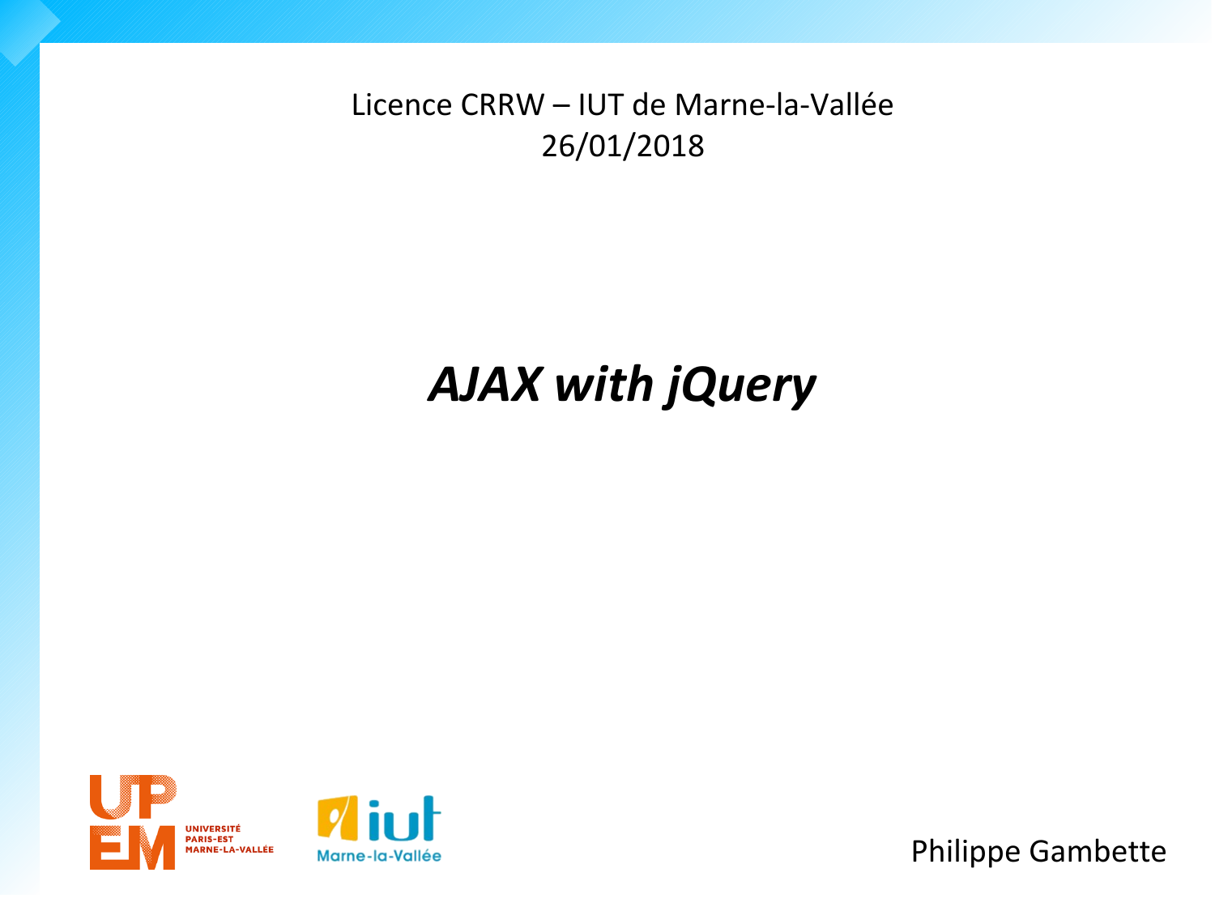Licence CRRW – IUT de Marne-la-Vallée
26/01/2018

# *AJAX with jQuery*

Philippe Gambette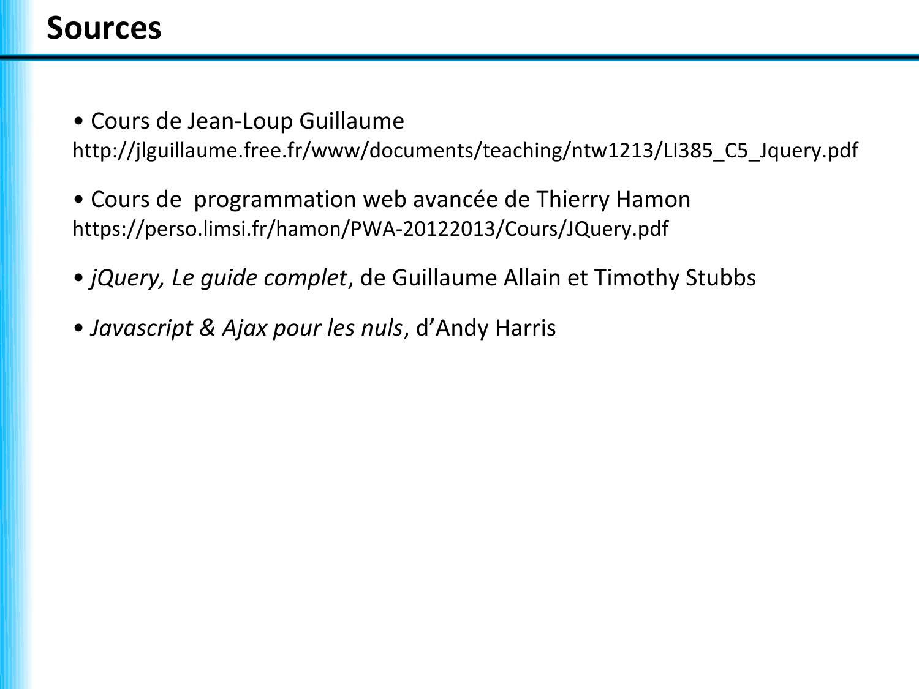# Sources

- Cours de Jean-Loup Guillaume
http://jlguillaume.free.fr/www/documents/teaching/ntw1213/LI385_C5_Jquery.pdf

- Cours de  programmation web avancée de Thierry Hamon
https://perso.limsi.fr/hamon/PWA-20122013/Cours/JQuery.pdf

- *jQuery, Le guide complet*, de Guillaume Allain et Timothy Stubbs

- *Javascript & Ajax pour les nuls*, d'Andy Harris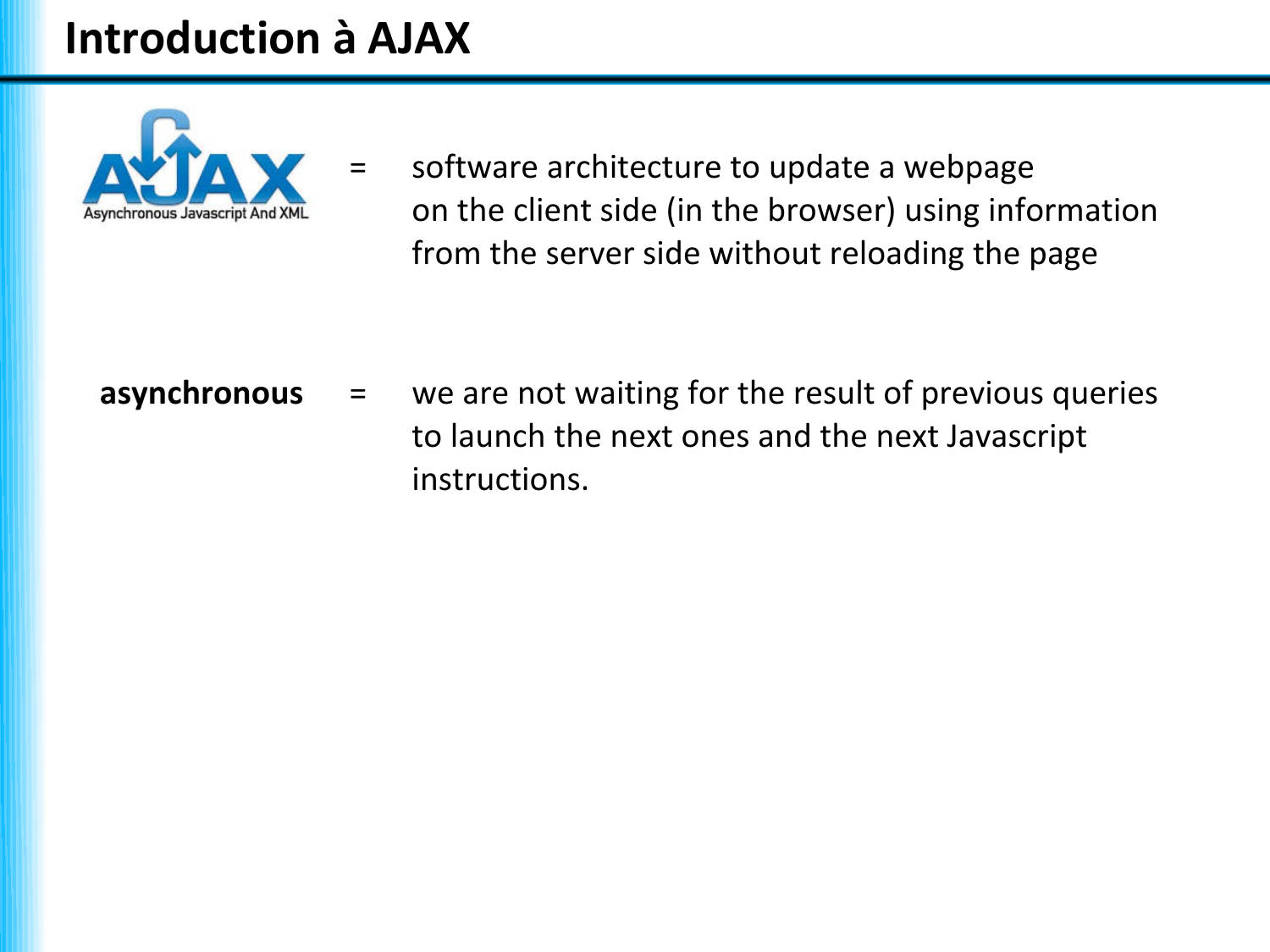# Introduction à AJAX

AJAX (Asynchronous Javascript And XML) = software architecture to update a webpage on the client side (in the browser) using information from the server side without reloading the page

**asynchronous** = we are not waiting for the result of previous queries to launch the next ones and the next Javascript instructions.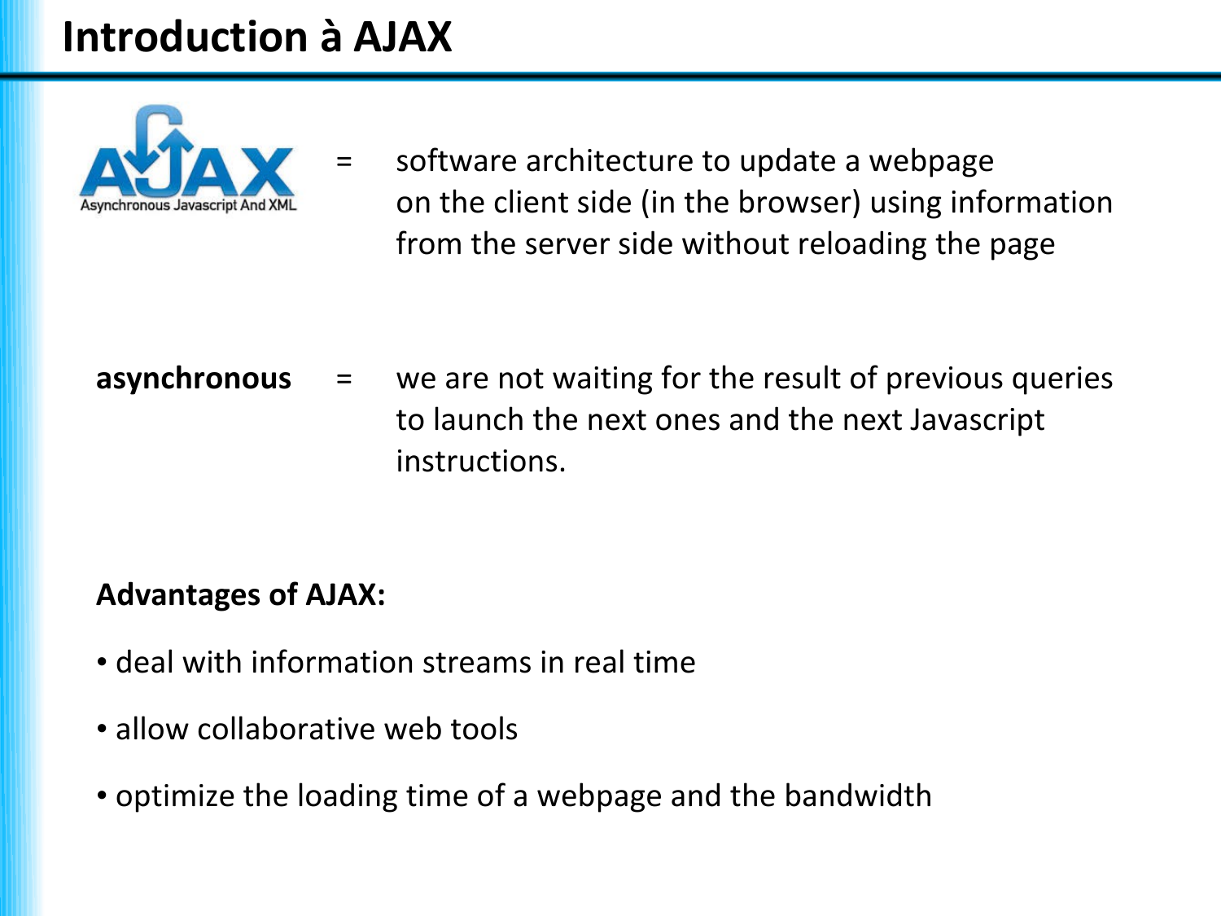# Introduction à AJAX

AJAX (Asynchronous Javascript And XML) = software architecture to update a webpage on the client side (in the browser) using information from the server side without reloading the page

**asynchronous** = we are not waiting for the result of previous queries to launch the next ones and the next Javascript instructions.

**Advantages of AJAX:**

- deal with information streams in real time
- allow collaborative web tools
- optimize the loading time of a webpage and the bandwidth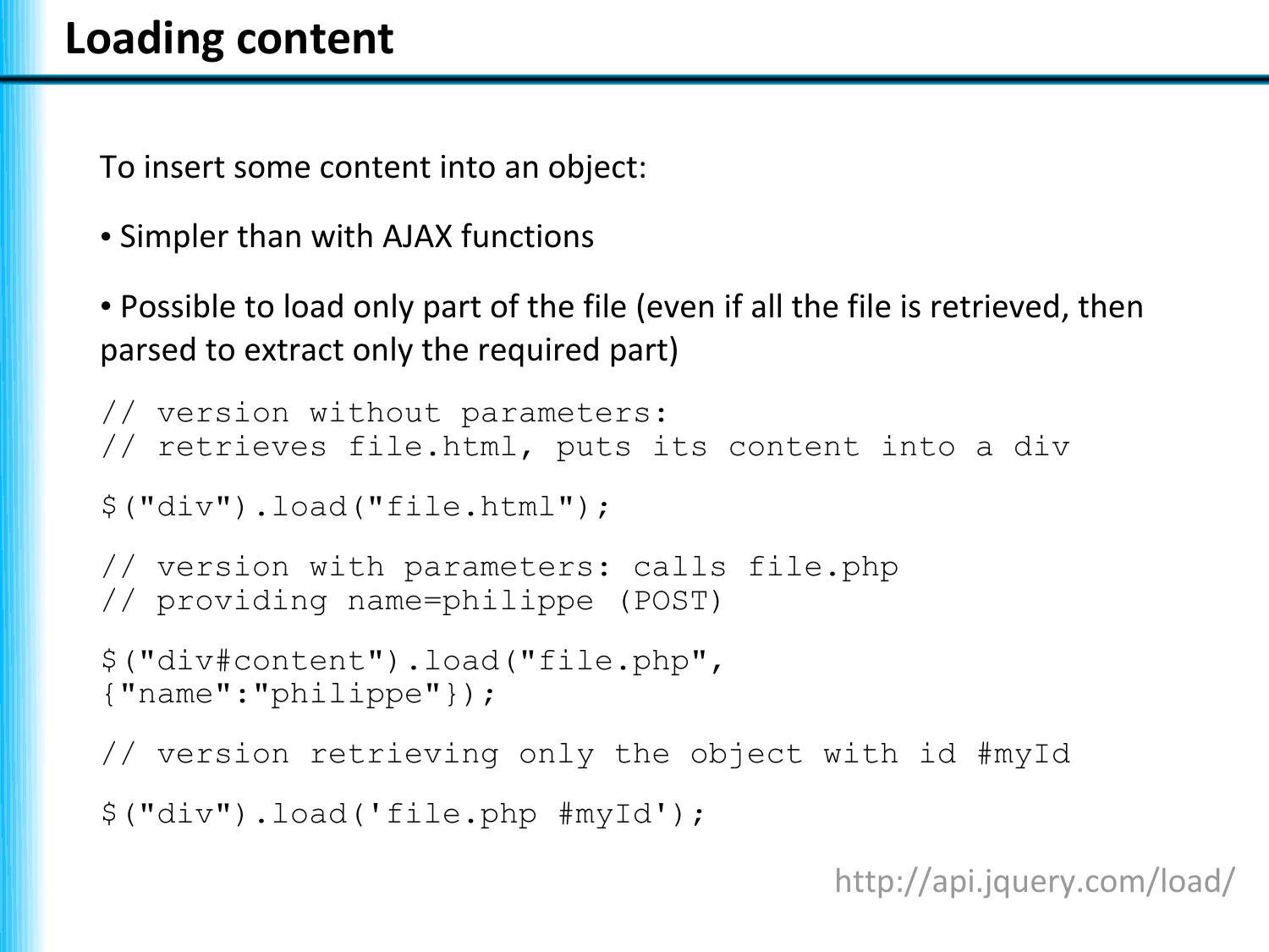# Loading content

To insert some content into an object:

- Simpler than with AJAX functions
- Possible to load only part of the file (even if all the file is retrieved, then parsed to extract only the required part)

```
// version without parameters:
// retrieves file.html, puts its content into a div

$("div").load("file.html");

// version with parameters: calls file.php
// providing name=philippe (POST)

$("div#content").load("file.php",
{"name":"philippe"});

// version retrieving only the object with id #myId

$("div").load('file.php #myId');
```

http://api.jquery.com/load/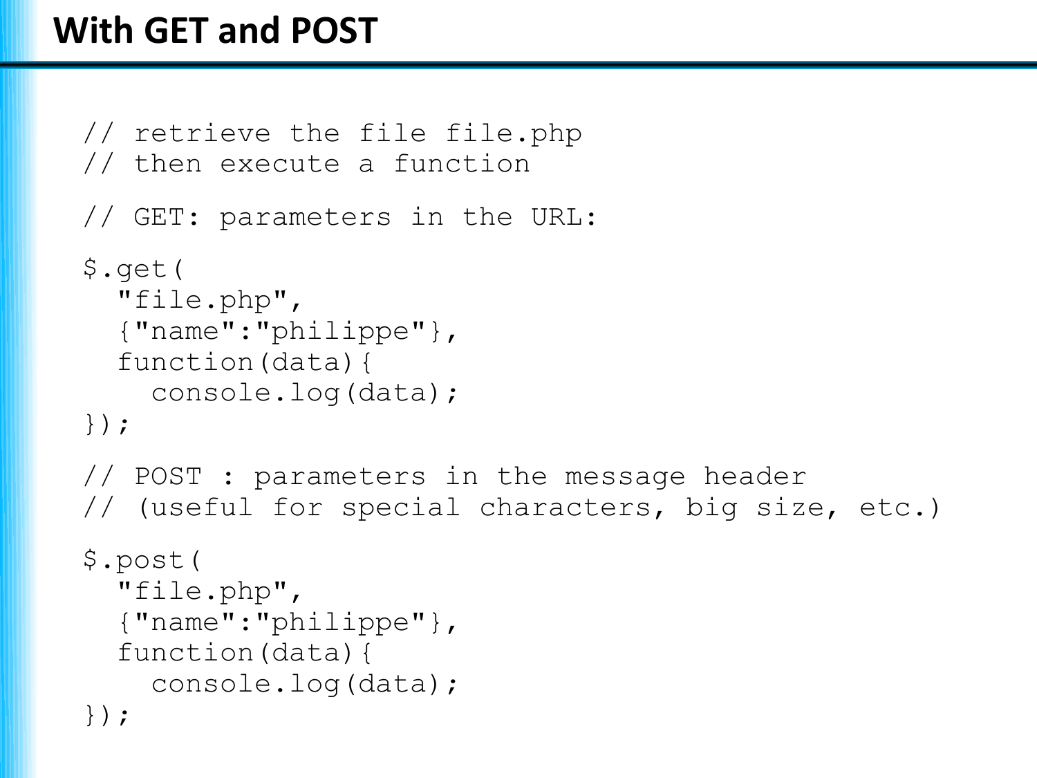# With GET and POST

```
// retrieve the file file.php
// then execute a function

// GET: parameters in the URL:

$.get(
  "file.php",
  {"name":"philippe"},
  function(data){
    console.log(data);
});

// POST : parameters in the message header
// (useful for special characters, big size, etc.)

$.post(
  "file.php",
  {"name":"philippe"},
  function(data){
    console.log(data);
});
```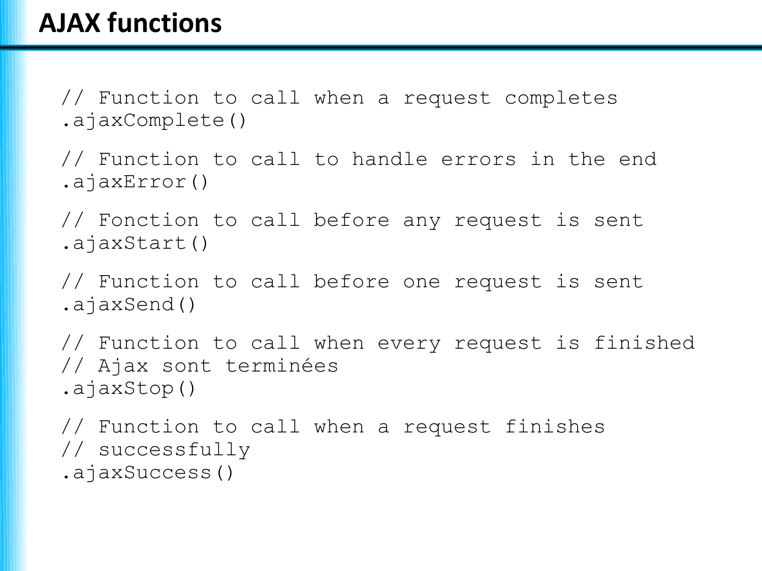# AJAX functions

```
// Function to call when a request completes
.ajaxComplete()

// Function to call to handle errors in the end
.ajaxError()

// Fonction to call before any request is sent
.ajaxStart()

// Function to call before one request is sent
.ajaxSend()

// Function to call when every request is finished
// Ajax sont terminées
.ajaxStop()

// Function to call when a request finishes
// successfully
.ajaxSuccess()
```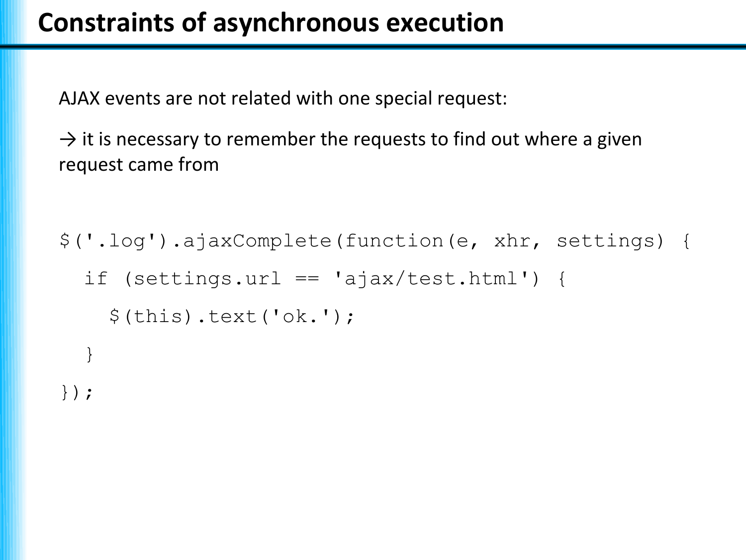# Constraints of asynchronous execution

AJAX events are not related with one special request:

→ it is necessary to remember the requests to find out where a given request came from

```
$('.log').ajaxComplete(function(e, xhr, settings) {
  if (settings.url == 'ajax/test.html') {
    $(this).text('ok.');
  }
});
```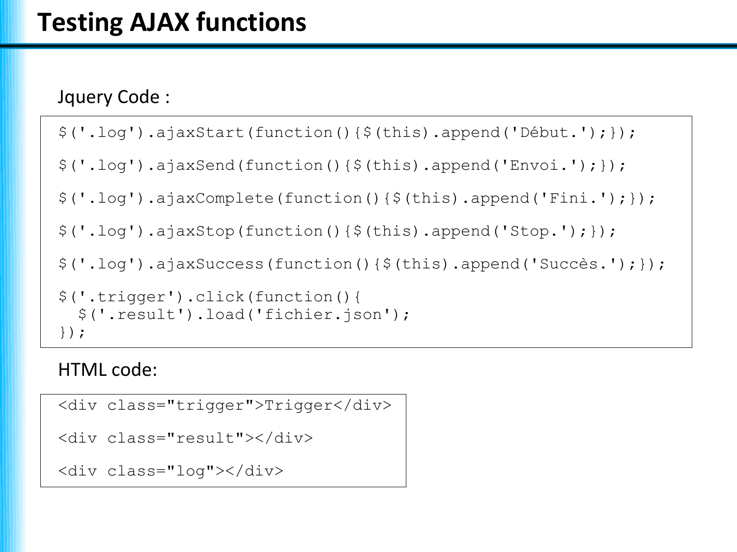# Testing AJAX functions

Jquery Code :

```
$('.log').ajaxStart(function(){$(this).append('Début.');});

$('.log').ajaxSend(function(){$(this).append('Envoi.');});

$('.log').ajaxComplete(function(){$(this).append('Fini.');});

$('.log').ajaxStop(function(){$(this).append('Stop.');});

$('.log').ajaxSuccess(function(){$(this).append('Succès.');});

$('.trigger').click(function(){
  $('.result').load('fichier.json');
});
```

HTML code:

```
<div class="trigger">Trigger</div>

<div class="result"></div>

<div class="log"></div>
```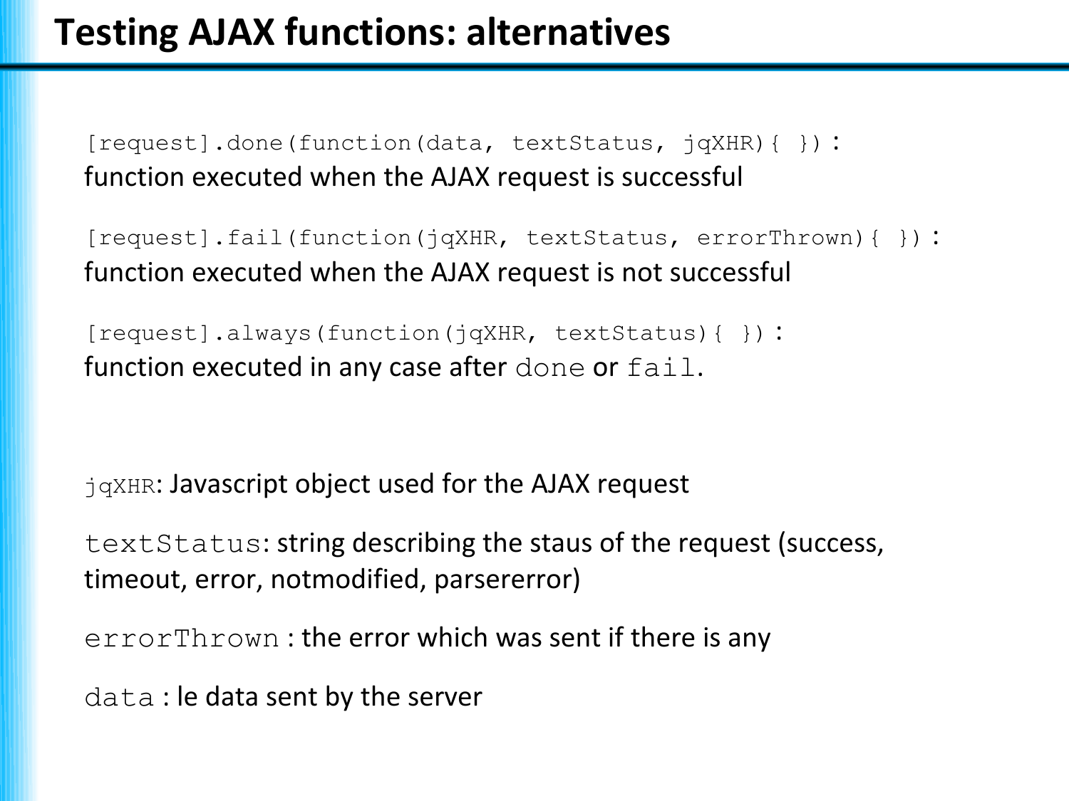# Testing AJAX functions: alternatives

`[request].done(function(data, textStatus, jqXHR){ })` :
function executed when the AJAX request is successful

`[request].fail(function(jqXHR, textStatus, errorThrown){ })` :
function executed when the AJAX request is not successful

`[request].always(function(jqXHR, textStatus){ })` :
function executed in any case after `done` or `fail`.

`jqXHR`: Javascript object used for the AJAX request

`textStatus`: string describing the staus of the request (success, timeout, error, notmodified, parsererror)

`errorThrown` : the error which was sent if there is any

`data` : le data sent by the server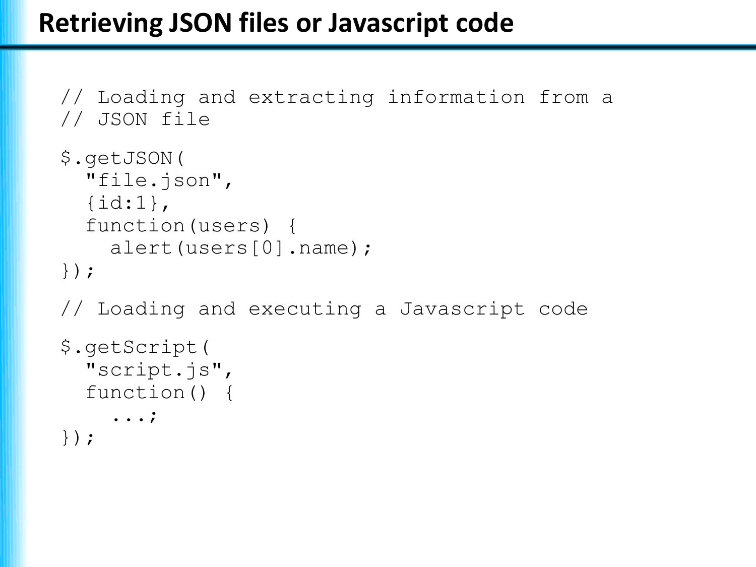# Retrieving JSON files or Javascript code

```
// Loading and extracting information from a
// JSON file

$.getJSON(
  "file.json",
  {id:1},
  function(users) {
    alert(users[0].name);
});

// Loading and executing a Javascript code

$.getScript(
  "script.js",
  function() {
    ...;
});
```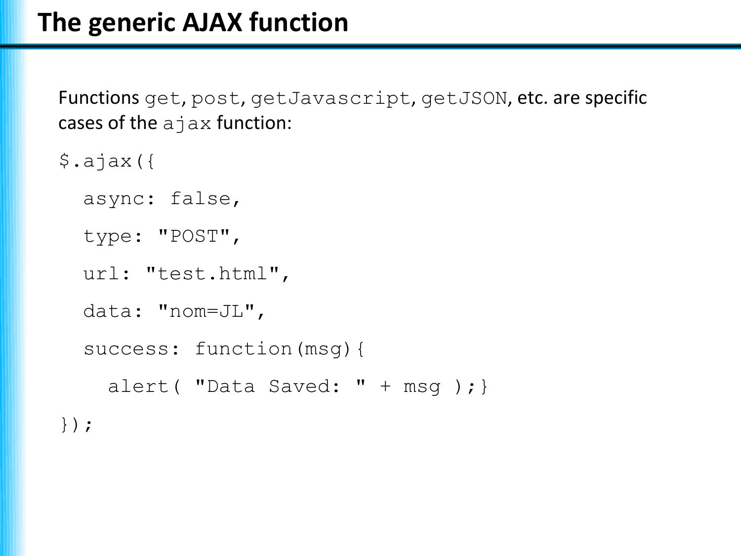# The generic AJAX function

Functions `get`, `post`, `getJavascript`, `getJSON`, etc. are specific cases of the `ajax` function:

```
$.ajax({
  async: false,
  type: "POST",
  url: "test.html",
  data: "nom=JL",
  success: function(msg){
    alert( "Data Saved: " + msg );}
});
```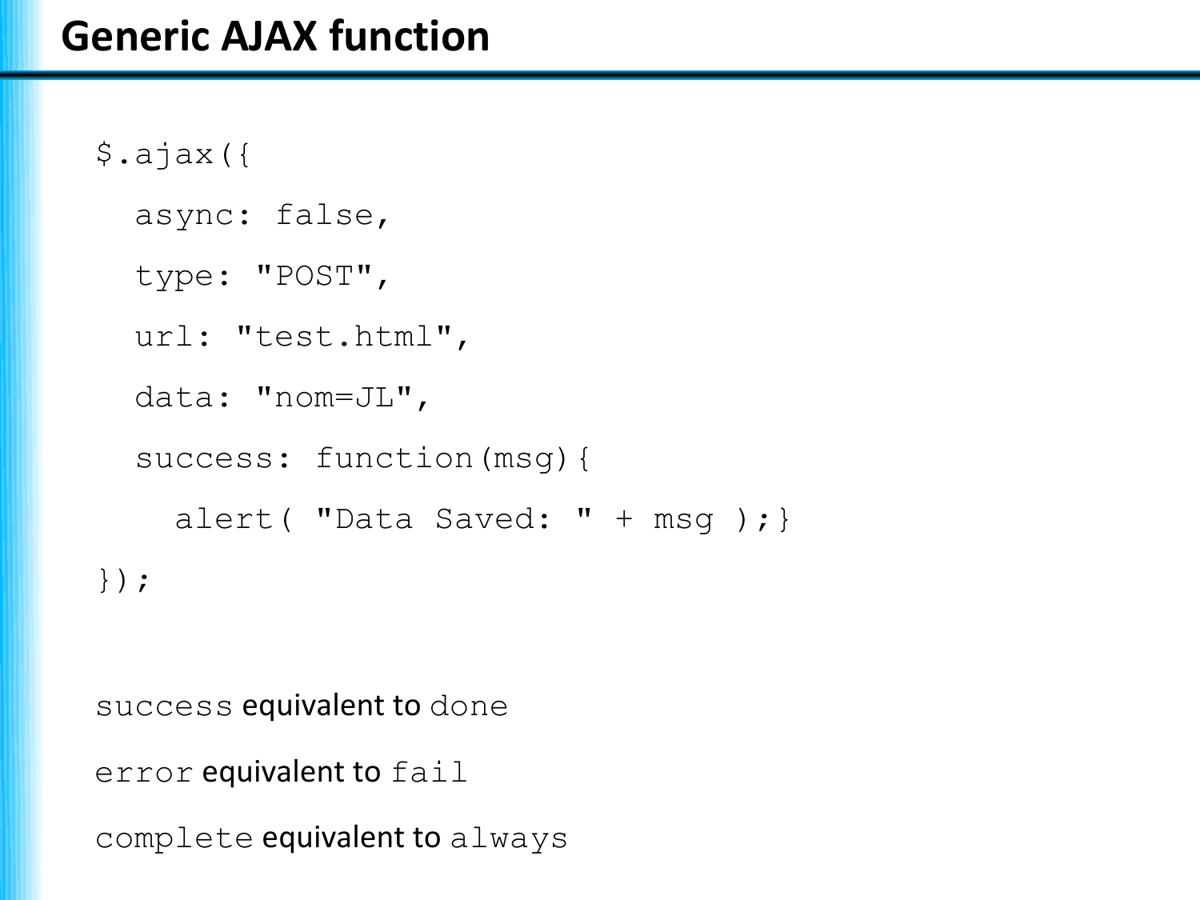# Generic AJAX function

```
$.ajax({
  async: false,
  type: "POST",
  url: "test.html",
  data: "nom=JL",
  success: function(msg){
    alert( "Data Saved: " + msg );}
});
```

`success` **equivalent to** `done`

`error` **equivalent to** `fail`

`complete` **equivalent to** `always`